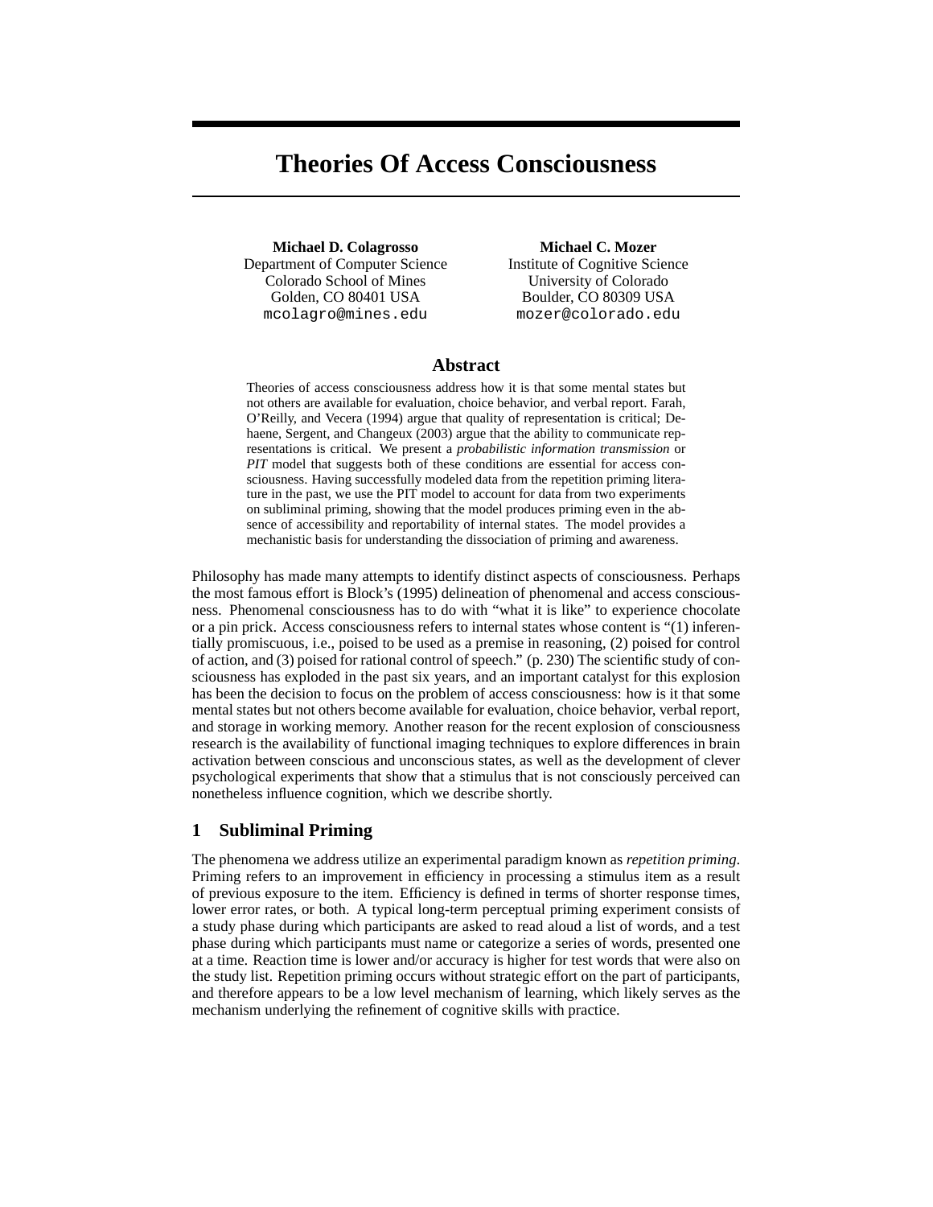# Theories Of Access Consciousness

**Michael D. Colagrosso**
Department of Computer Science
Colorado School of Mines
Golden, CO 80401 USA
mcolagro@mines.edu

**Michael C. Mozer**
Institute of Cognitive Science
University of Colorado
Boulder, CO 80309 USA
mozer@colorado.edu

## Abstract

Theories of access consciousness address how it is that some mental states but not others are available for evaluation, choice behavior, and verbal report. Farah, O'Reilly, and Vecera (1994) argue that quality of representation is critical; Dehaene, Sergent, and Changeux (2003) argue that the ability to communicate representations is critical. We present a *probabilistic information transmission* or *PIT* model that suggests both of these conditions are essential for access consciousness. Having successfully modeled data from the repetition priming literature in the past, we use the PIT model to account for data from two experiments on subliminal priming, showing that the model produces priming even in the absence of accessibility and reportability of internal states. The model provides a mechanistic basis for understanding the dissociation of priming and awareness.

Philosophy has made many attempts to identify distinct aspects of consciousness. Perhaps the most famous effort is Block's (1995) delineation of phenomenal and access consciousness. Phenomenal consciousness has to do with "what it is like" to experience chocolate or a pin prick. Access consciousness refers to internal states whose content is "(1) inferentially promiscuous, i.e., poised to be used as a premise in reasoning, (2) poised for control of action, and (3) poised for rational control of speech." (p. 230) The scientific study of consciousness has exploded in the past six years, and an important catalyst for this explosion has been the decision to focus on the problem of access consciousness: how is it that some mental states but not others become available for evaluation, choice behavior, verbal report, and storage in working memory. Another reason for the recent explosion of consciousness research is the availability of functional imaging techniques to explore differences in brain activation between conscious and unconscious states, as well as the development of clever psychological experiments that show that a stimulus that is not consciously perceived can nonetheless influence cognition, which we describe shortly.

## 1 Subliminal Priming

The phenomena we address utilize an experimental paradigm known as *repetition priming*. Priming refers to an improvement in efficiency in processing a stimulus item as a result of previous exposure to the item. Efficiency is defined in terms of shorter response times, lower error rates, or both. A typical long-term perceptual priming experiment consists of a study phase during which participants are asked to read aloud a list of words, and a test phase during which participants must name or categorize a series of words, presented one at a time. Reaction time is lower and/or accuracy is higher for test words that were also on the study list. Repetition priming occurs without strategic effort on the part of participants, and therefore appears to be a low level mechanism of learning, which likely serves as the mechanism underlying the refinement of cognitive skills with practice.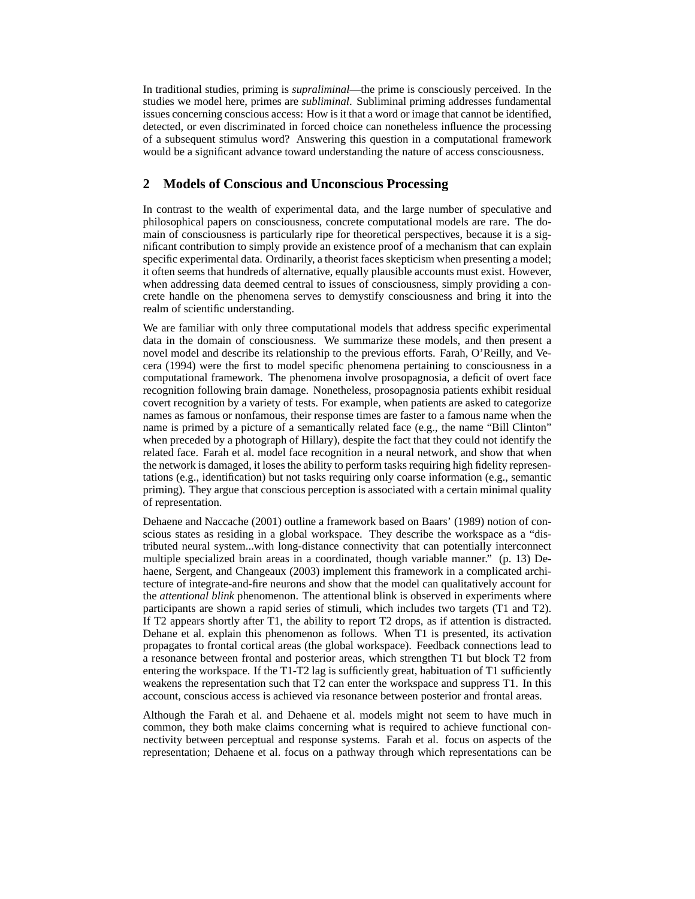In traditional studies, priming is *supraliminal*—the prime is consciously perceived. In the studies we model here, primes are *subliminal*. Subliminal priming addresses fundamental issues concerning conscious access: How is it that a word or image that cannot be identified, detected, or even discriminated in forced choice can nonetheless influence the processing of a subsequent stimulus word? Answering this question in a computational framework would be a significant advance toward understanding the nature of access consciousness.

## 2 Models of Conscious and Unconscious Processing

In contrast to the wealth of experimental data, and the large number of speculative and philosophical papers on consciousness, concrete computational models are rare. The domain of consciousness is particularly ripe for theoretical perspectives, because it is a significant contribution to simply provide an existence proof of a mechanism that can explain specific experimental data. Ordinarily, a theorist faces skepticism when presenting a model; it often seems that hundreds of alternative, equally plausible accounts must exist. However, when addressing data deemed central to issues of consciousness, simply providing a concrete handle on the phenomena serves to demystify consciousness and bring it into the realm of scientific understanding.

We are familiar with only three computational models that address specific experimental data in the domain of consciousness. We summarize these models, and then present a novel model and describe its relationship to the previous efforts. Farah, O'Reilly, and Vecera (1994) were the first to model specific phenomena pertaining to consciousness in a computational framework. The phenomena involve prosopagnosia, a deficit of overt face recognition following brain damage. Nonetheless, prosopagnosia patients exhibit residual covert recognition by a variety of tests. For example, when patients are asked to categorize names as famous or nonfamous, their response times are faster to a famous name when the name is primed by a picture of a semantically related face (e.g., the name "Bill Clinton" when preceded by a photograph of Hillary), despite the fact that they could not identify the related face. Farah et al. model face recognition in a neural network, and show that when the network is damaged, it loses the ability to perform tasks requiring high fidelity representations (e.g., identification) but not tasks requiring only coarse information (e.g., semantic priming). They argue that conscious perception is associated with a certain minimal quality of representation.

Dehaene and Naccache (2001) outline a framework based on Baars' (1989) notion of conscious states as residing in a global workspace. They describe the workspace as a "distributed neural system...with long-distance connectivity that can potentially interconnect multiple specialized brain areas in a coordinated, though variable manner." (p. 13) Dehaene, Sergent, and Changeaux (2003) implement this framework in a complicated architecture of integrate-and-fire neurons and show that the model can qualitatively account for the *attentional blink* phenomenon. The attentional blink is observed in experiments where participants are shown a rapid series of stimuli, which includes two targets (T1 and T2). If T2 appears shortly after T1, the ability to report T2 drops, as if attention is distracted. Dehane et al. explain this phenomenon as follows. When T1 is presented, its activation propagates to frontal cortical areas (the global workspace). Feedback connections lead to a resonance between frontal and posterior areas, which strengthen T1 but block T2 from entering the workspace. If the T1-T2 lag is sufficiently great, habituation of T1 sufficiently weakens the representation such that T2 can enter the workspace and suppress T1. In this account, conscious access is achieved via resonance between posterior and frontal areas.

Although the Farah et al. and Dehaene et al. models might not seem to have much in common, they both make claims concerning what is required to achieve functional connectivity between perceptual and response systems. Farah et al. focus on aspects of the representation; Dehaene et al. focus on a pathway through which representations can be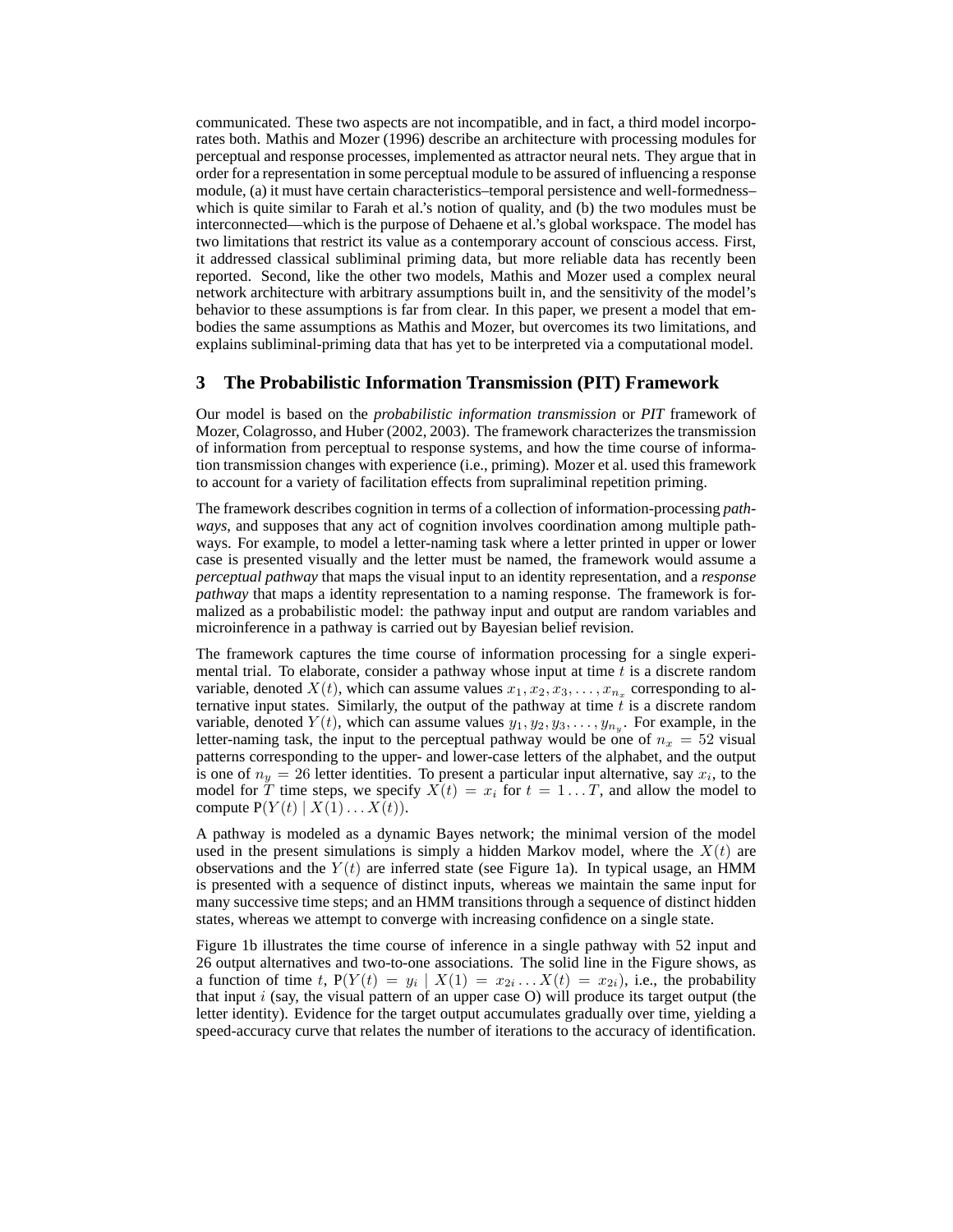communicated. These two aspects are not incompatible, and in fact, a third model incorporates both. Mathis and Mozer (1996) describe an architecture with processing modules for perceptual and response processes, implemented as attractor neural nets. They argue that in order for a representation in some perceptual module to be assured of influencing a response module, (a) it must have certain characteristics–temporal persistence and well-formedness–which is quite similar to Farah et al.'s notion of quality, and (b) the two modules must be interconnected—which is the purpose of Dehaene et al.'s global workspace. The model has two limitations that restrict its value as a contemporary account of conscious access. First, it addressed classical subliminal priming data, but more reliable data has recently been reported. Second, like the other two models, Mathis and Mozer used a complex neural network architecture with arbitrary assumptions built in, and the sensitivity of the model's behavior to these assumptions is far from clear. In this paper, we present a model that embodies the same assumptions as Mathis and Mozer, but overcomes its two limitations, and explains subliminal-priming data that has yet to be interpreted via a computational model.

## 3 The Probabilistic Information Transmission (PIT) Framework

Our model is based on the *probabilistic information transmission* or *PIT* framework of Mozer, Colagrosso, and Huber (2002, 2003). The framework characterizes the transmission of information from perceptual to response systems, and how the time course of information transmission changes with experience (i.e., priming). Mozer et al. used this framework to account for a variety of facilitation effects from supraliminal repetition priming.

The framework describes cognition in terms of a collection of information-processing *pathways*, and supposes that any act of cognition involves coordination among multiple pathways. For example, to model a letter-naming task where a letter printed in upper or lower case is presented visually and the letter must be named, the framework would assume a *perceptual pathway* that maps the visual input to an identity representation, and a *response pathway* that maps a identity representation to a naming response. The framework is formalized as a probabilistic model: the pathway input and output are random variables and microinference in a pathway is carried out by Bayesian belief revision.

The framework captures the time course of information processing for a single experimental trial. To elaborate, consider a pathway whose input at time $t$ is a discrete random variable, denoted $X(t)$, which can assume values $x_1, x_2, x_3, \ldots, x_{n_x}$ corresponding to alternative input states. Similarly, the output of the pathway at time $t$ is a discrete random variable, denoted $Y(t)$, which can assume values $y_1, y_2, y_3, \ldots, y_{n_y}$. For example, in the letter-naming task, the input to the perceptual pathway would be one of $n_x = 52$ visual patterns corresponding to the upper- and lower-case letters of the alphabet, and the output is one of $n_y = 26$ letter identities. To present a particular input alternative, say $x_i$, to the model for $T$ time steps, we specify $X(t) = x_i$ for $t = 1 \ldots T$, and allow the model to compute $\mathrm{P}(Y(t) \mid X(1) \ldots X(t))$.

A pathway is modeled as a dynamic Bayes network; the minimal version of the model used in the present simulations is simply a hidden Markov model, where the $X(t)$ are observations and the $Y(t)$ are inferred state (see Figure 1a). In typical usage, an HMM is presented with a sequence of distinct inputs, whereas we maintain the same input for many successive time steps; and an HMM transitions through a sequence of distinct hidden states, whereas we attempt to converge with increasing confidence on a single state.

Figure 1b illustrates the time course of inference in a single pathway with 52 input and 26 output alternatives and two-to-one associations. The solid line in the Figure shows, as a function of time $t$, $\mathrm{P}(Y(t) = y_i \mid X(1) = x_{2i} \ldots X(t) = x_{2i})$, i.e., the probability that input $i$ (say, the visual pattern of an upper case O) will produce its target output (the letter identity). Evidence for the target output accumulates gradually over time, yielding a speed-accuracy curve that relates the number of iterations to the accuracy of identification.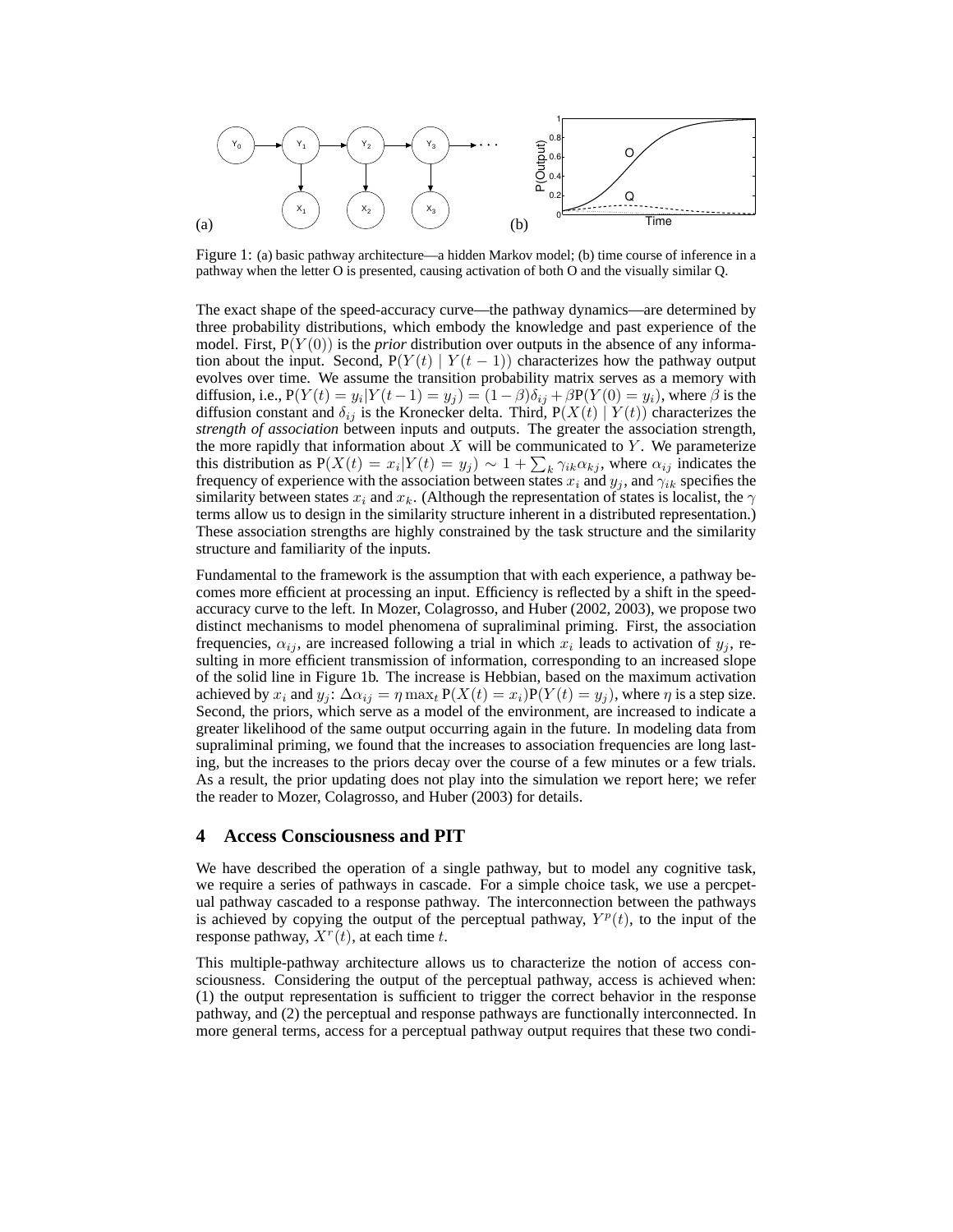Figure 1: (a) basic pathway architecture—a hidden Markov model; (b) time course of inference in a pathway when the letter O is presented, causing activation of both O and the visually similar Q.

The exact shape of the speed-accuracy curve—the pathway dynamics—are determined by three probability distributions, which embody the knowledge and past experience of the model. First, $\mathrm{P}(Y(0))$ is the *prior* distribution over outputs in the absence of any information about the input. Second, $\mathrm{P}(Y(t) \mid Y(t-1))$ characterizes how the pathway output evolves over time. We assume the transition probability matrix serves as a memory with diffusion, i.e., $\mathrm{P}(Y(t) = y_i | Y(t-1) = y_j) = (1-\beta)\delta_{ij} + \beta \mathrm{P}(Y(0) = y_i)$, where $\beta$ is the diffusion constant and $\delta_{ij}$ is the Kronecker delta. Third, $\mathrm{P}(X(t) \mid Y(t))$ characterizes the *strength of association* between inputs and outputs. The greater the association strength, the more rapidly that information about $X$ will be communicated to $Y$. We parameterize this distribution as $\mathrm{P}(X(t) = x_i | Y(t) = y_j) \sim 1 + \sum_k \gamma_{ik} \alpha_{kj}$, where $\alpha_{ij}$ indicates the frequency of experience with the association between states $x_i$ and $y_j$, and $\gamma_{ik}$ specifies the similarity between states $x_i$ and $x_k$. (Although the representation of states is localist, the $\gamma$ terms allow us to design in the similarity structure inherent in a distributed representation.) These association strengths are highly constrained by the task structure and the similarity structure and familiarity of the inputs.

Fundamental to the framework is the assumption that with each experience, a pathway becomes more efficient at processing an input. Efficiency is reflected by a shift in the speed-accuracy curve to the left. In Mozer, Colagrosso, and Huber (2002, 2003), we propose two distinct mechanisms to model phenomena of supraliminal priming. First, the association frequencies, $\alpha_{ij}$, are increased following a trial in which $x_i$ leads to activation of $y_j$, resulting in more efficient transmission of information, corresponding to an increased slope of the solid line in Figure 1b. The increase is Hebbian, based on the maximum activation achieved by $x_i$ and $y_j$: $\Delta \alpha_{ij} = \eta \max_t \mathrm{P}(X(t) = x_i) \mathrm{P}(Y(t) = y_j)$, where $\eta$ is a step size. Second, the priors, which serve as a model of the environment, are increased to indicate a greater likelihood of the same output occurring again in the future. In modeling data from supraliminal priming, we found that the increases to association frequencies are long lasting, but the increases to the priors decay over the course of a few minutes or a few trials. As a result, the prior updating does not play into the simulation we report here; we refer the reader to Mozer, Colagrosso, and Huber (2003) for details.

## 4 Access Consciousness and PIT

We have described the operation of a single pathway, but to model any cognitive task, we require a series of pathways in cascade. For a simple choice task, we use a percpetual pathway cascaded to a response pathway. The interconnection between the pathways is achieved by copying the output of the perceptual pathway, $Y^p(t)$, to the input of the response pathway, $X^r(t)$, at each time $t$.

This multiple-pathway architecture allows us to characterize the notion of access consciousness. Considering the output of the perceptual pathway, access is achieved when: (1) the output representation is sufficient to trigger the correct behavior in the response pathway, and (2) the perceptual and response pathways are functionally interconnected. In more general terms, access for a perceptual pathway output requires that these two condi-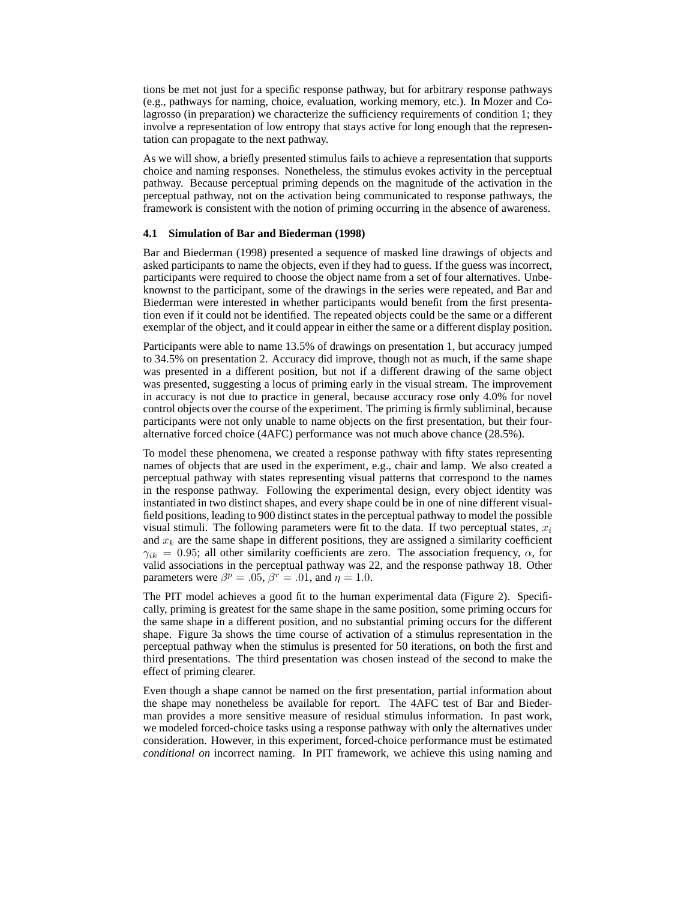tions be met not just for a specific response pathway, but for arbitrary response pathways (e.g., pathways for naming, choice, evaluation, working memory, etc.). In Mozer and Colagrosso (in preparation) we characterize the sufficiency requirements of condition 1; they involve a representation of low entropy that stays active for long enough that the representation can propagate to the next pathway.

As we will show, a briefly presented stimulus fails to achieve a representation that supports choice and naming responses. Nonetheless, the stimulus evokes activity in the perceptual pathway. Because perceptual priming depends on the magnitude of the activation in the perceptual pathway, not on the activation being communicated to response pathways, the framework is consistent with the notion of priming occurring in the absence of awareness.

### 4.1 Simulation of Bar and Biederman (1998)

Bar and Biederman (1998) presented a sequence of masked line drawings of objects and asked participants to name the objects, even if they had to guess. If the guess was incorrect, participants were required to choose the object name from a set of four alternatives. Unbeknownst to the participant, some of the drawings in the series were repeated, and Bar and Biederman were interested in whether participants would benefit from the first presentation even if it could not be identified. The repeated objects could be the same or a different exemplar of the object, and it could appear in either the same or a different display position.

Participants were able to name 13.5% of drawings on presentation 1, but accuracy jumped to 34.5% on presentation 2. Accuracy did improve, though not as much, if the same shape was presented in a different position, but not if a different drawing of the same object was presented, suggesting a locus of priming early in the visual stream. The improvement in accuracy is not due to practice in general, because accuracy rose only 4.0% for novel control objects over the course of the experiment. The priming is firmly subliminal, because participants were not only unable to name objects on the first presentation, but their four-alternative forced choice (4AFC) performance was not much above chance (28.5%).

To model these phenomena, we created a response pathway with fifty states representing names of objects that are used in the experiment, e.g., chair and lamp. We also created a perceptual pathway with states representing visual patterns that correspond to the names in the response pathway. Following the experimental design, every object identity was instantiated in two distinct shapes, and every shape could be in one of nine different visual-field positions, leading to 900 distinct states in the perceptual pathway to model the possible visual stimuli. The following parameters were fit to the data. If two perceptual states, $x_i$ and $x_k$ are the same shape in different positions, they are assigned a similarity coefficient $\gamma_{ik} = 0.95$; all other similarity coefficients are zero. The association frequency, $\alpha$, for valid associations in the perceptual pathway was 22, and the response pathway 18. Other parameters were $\beta^p = .05$, $\beta^r = .01$, and $\eta = 1.0$.

The PIT model achieves a good fit to the human experimental data (Figure 2). Specifically, priming is greatest for the same shape in the same position, some priming occurs for the same shape in a different position, and no substantial priming occurs for the different shape. Figure 3a shows the time course of activation of a stimulus representation in the perceptual pathway when the stimulus is presented for 50 iterations, on both the first and third presentations. The third presentation was chosen instead of the second to make the effect of priming clearer.

Even though a shape cannot be named on the first presentation, partial information about the shape may nonetheless be available for report. The 4AFC test of Bar and Biederman provides a more sensitive measure of residual stimulus information. In past work, we modeled forced-choice tasks using a response pathway with only the alternatives under consideration. However, in this experiment, forced-choice performance must be estimated *conditional on* incorrect naming. In PIT framework, we achieve this using naming and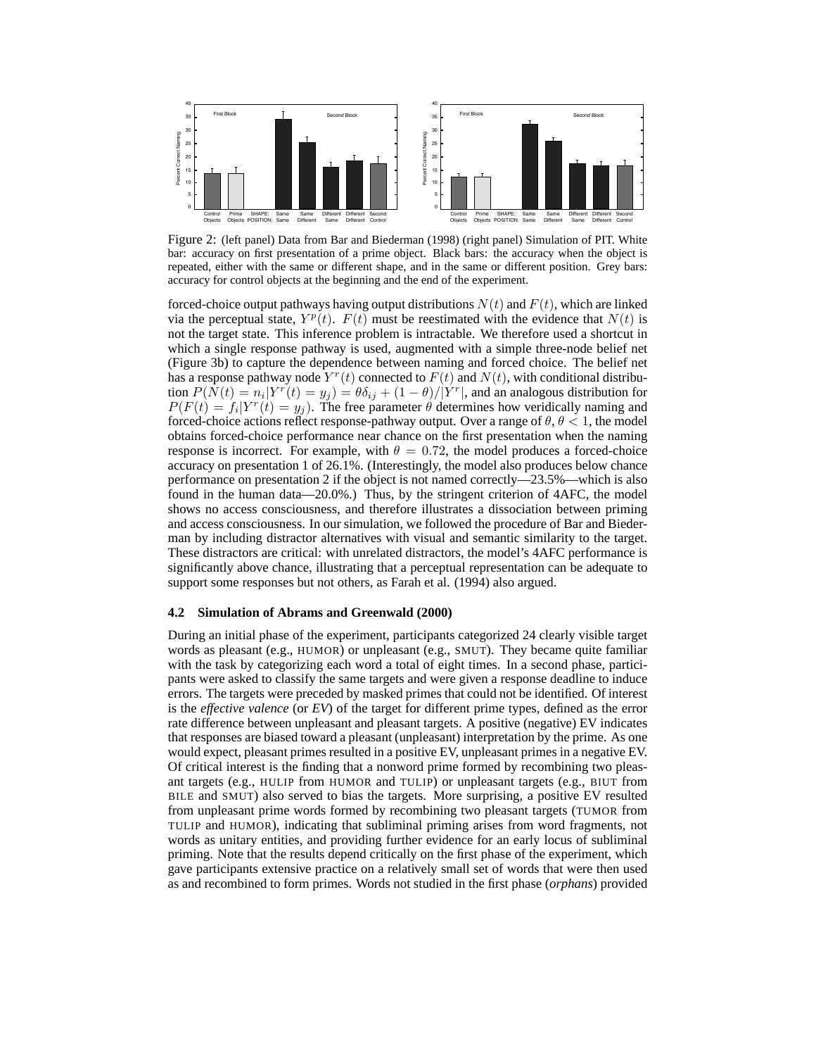Figure 2: (left panel) Data from Bar and Biederman (1998) (right panel) Simulation of PIT. White bar: accuracy on first presentation of a prime object. Black bars: the accuracy when the object is repeated, either with the same or different shape, and in the same or different position. Grey bars: accuracy for control objects at the beginning and the end of the experiment.

forced-choice output pathways having output distributions $N(t)$ and $F(t)$, which are linked via the perceptual state, $Y^p(t)$. $F(t)$ must be reestimated with the evidence that $N(t)$ is not the target state. This inference problem is intractable. We therefore used a shortcut in which a single response pathway is used, augmented with a simple three-node belief net (Figure 3b) to capture the dependence between naming and forced choice. The belief net has a response pathway node $Y^r(t)$ connected to $F(t)$ and $N(t)$, with conditional distribution $P(N(t) = n_i | Y^r(t) = y_j) = \theta\delta_{ij} + (1 - \theta)/|Y^r|$, and an analogous distribution for $P(F(t) = f_i | Y^r(t) = y_j)$. The free parameter $\theta$ determines how veridically naming and forced-choice actions reflect response-pathway output. Over a range of $\theta$, $\theta < 1$, the model obtains forced-choice performance near chance on the first presentation when the naming response is incorrect. For example, with $\theta = 0.72$, the model produces a forced-choice accuracy on presentation 1 of 26.1%. (Interestingly, the model also produces below chance performance on presentation 2 if the object is not named correctly—23.5%—which is also found in the human data—20.0%.) Thus, by the stringent criterion of 4AFC, the model shows no access consciousness, and therefore illustrates a dissociation between priming and access consciousness. In our simulation, we followed the procedure of Bar and Biederman by including distractor alternatives with visual and semantic similarity to the target. These distractors are critical: with unrelated distractors, the model's 4AFC performance is significantly above chance, illustrating that a perceptual representation can be adequate to support some responses but not others, as Farah et al. (1994) also argued.

### 4.2 Simulation of Abrams and Greenwald (2000)

During an initial phase of the experiment, participants categorized 24 clearly visible target words as pleasant (e.g., HUMOR) or unpleasant (e.g., SMUT). They became quite familiar with the task by categorizing each word a total of eight times. In a second phase, participants were asked to classify the same targets and were given a response deadline to induce errors. The targets were preceded by masked primes that could not be identified. Of interest is the *effective valence* (or *EV*) of the target for different prime types, defined as the error rate difference between unpleasant and pleasant targets. A positive (negative) EV indicates that responses are biased toward a pleasant (unpleasant) interpretation by the prime. As one would expect, pleasant primes resulted in a positive EV, unpleasant primes in a negative EV. Of critical interest is the finding that a nonword prime formed by recombining two pleasant targets (e.g., HULIP from HUMOR and TULIP) or unpleasant targets (e.g., BIUT from BILE and SMUT) also served to bias the targets. More surprising, a positive EV resulted from unpleasant prime words formed by recombining two pleasant targets (TUMOR from TULIP and HUMOR), indicating that subliminal priming arises from word fragments, not words as unitary entities, and providing further evidence for an early locus of subliminal priming. Note that the results depend critically on the first phase of the experiment, which gave participants extensive practice on a relatively small set of words that were then used as and recombined to form primes. Words not studied in the first phase (*orphans*) provided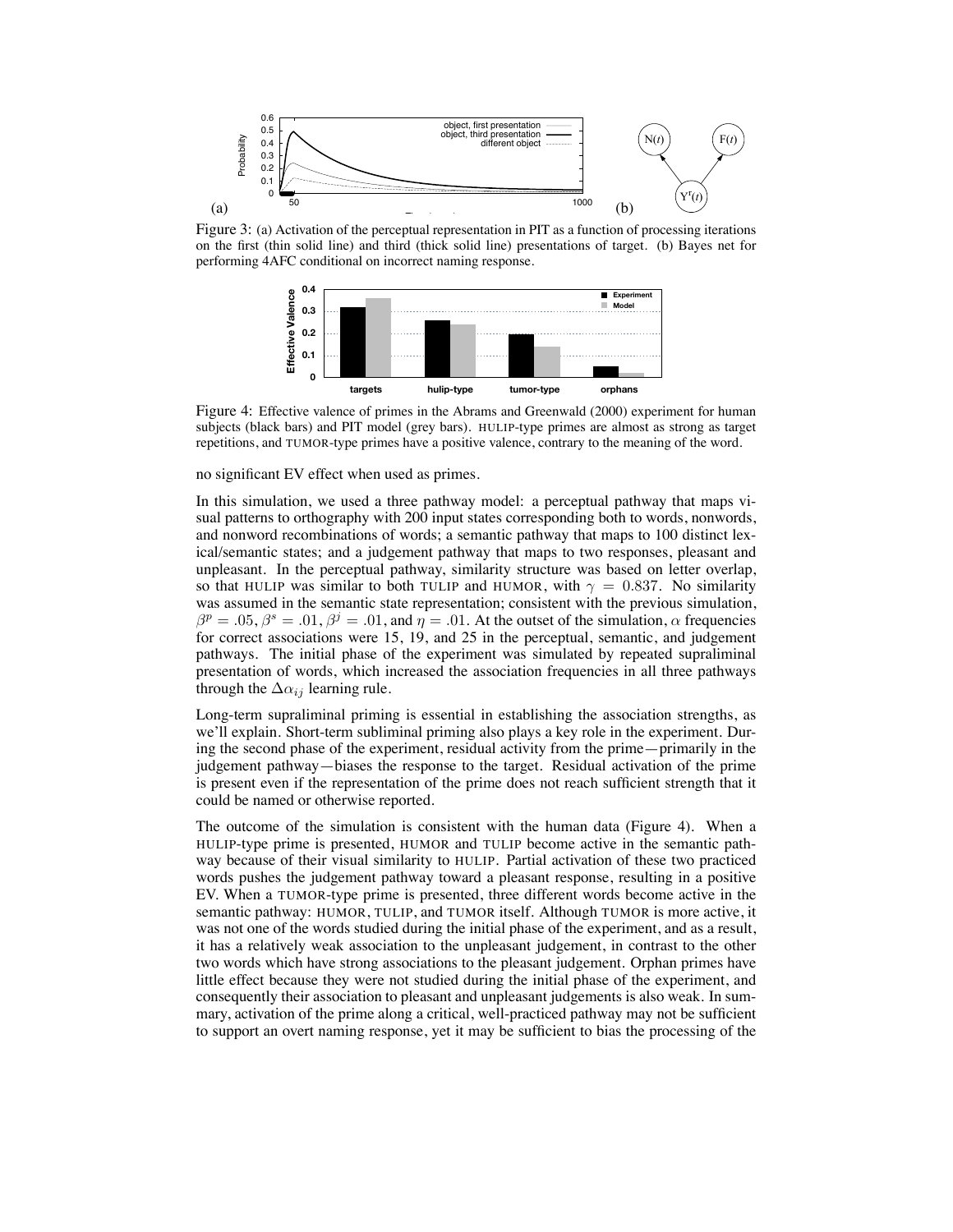Figure 3: (a) Activation of the perceptual representation in PIT as a function of processing iterations on the first (thin solid line) and third (thick solid line) presentations of target. (b) Bayes net for performing 4AFC conditional on incorrect naming response.

Figure 4: Effective valence of primes in the Abrams and Greenwald (2000) experiment for human subjects (black bars) and PIT model (grey bars). HULIP-type primes are almost as strong as target repetitions, and TUMOR-type primes have a positive valence, contrary to the meaning of the word.

no significant EV effect when used as primes.

In this simulation, we used a three pathway model: a perceptual pathway that maps visual patterns to orthography with 200 input states corresponding both to words, nonwords, and nonword recombinations of words; a semantic pathway that maps to 100 distinct lexical/semantic states; and a judgement pathway that maps to two responses, pleasant and unpleasant. In the perceptual pathway, similarity structure was based on letter overlap, so that HULIP was similar to both TULIP and HUMOR, with $\gamma = 0.837$. No similarity was assumed in the semantic state representation; consistent with the previous simulation, $\beta^p = .05$, $\beta^s = .01$, $\beta^j = .01$, and $\eta = .01$. At the outset of the simulation, $\alpha$ frequencies for correct associations were 15, 19, and 25 in the perceptual, semantic, and judgement pathways. The initial phase of the experiment was simulated by repeated supraliminal presentation of words, which increased the association frequencies in all three pathways through the $\Delta\alpha_{ij}$ learning rule.

Long-term supraliminal priming is essential in establishing the association strengths, as we'll explain. Short-term subliminal priming also plays a key role in the experiment. During the second phase of the experiment, residual activity from the prime—primarily in the judgement pathway—biases the response to the target. Residual activation of the prime is present even if the representation of the prime does not reach sufficient strength that it could be named or otherwise reported.

The outcome of the simulation is consistent with the human data (Figure 4). When a HULIP-type prime is presented, HUMOR and TULIP become active in the semantic pathway because of their visual similarity to HULIP. Partial activation of these two practiced words pushes the judgement pathway toward a pleasant response, resulting in a positive EV. When a TUMOR-type prime is presented, three different words become active in the semantic pathway: HUMOR, TULIP, and TUMOR itself. Although TUMOR is more active, it was not one of the words studied during the initial phase of the experiment, and as a result, it has a relatively weak association to the unpleasant judgement, in contrast to the other two words which have strong associations to the pleasant judgement. Orphan primes have little effect because they were not studied during the initial phase of the experiment, and consequently their association to pleasant and unpleasant judgements is also weak. In summary, activation of the prime along a critical, well-practiced pathway may not be sufficient to support an overt naming response, yet it may be sufficient to bias the processing of the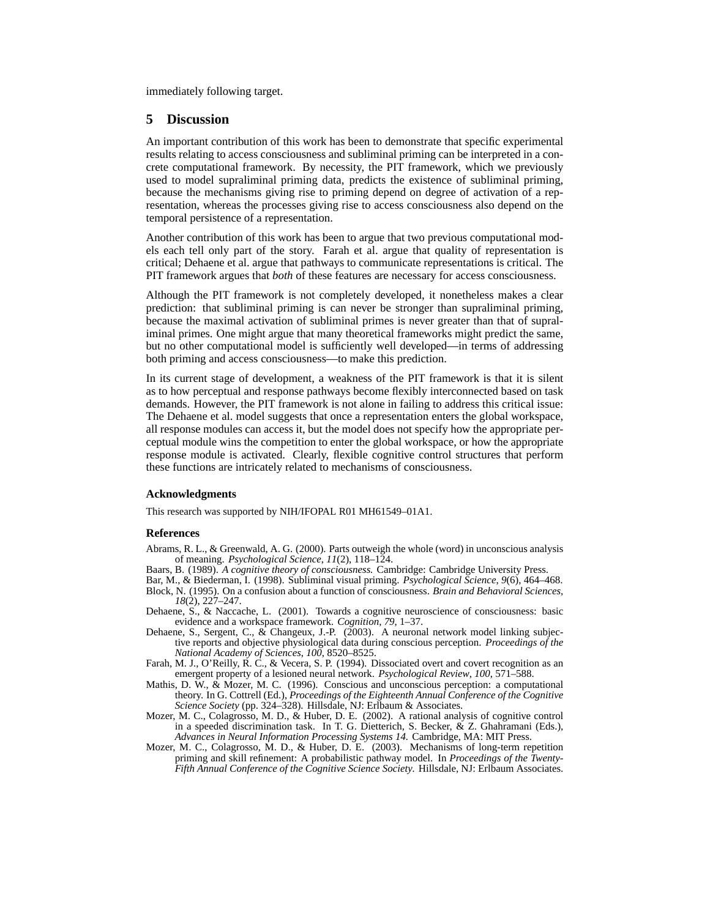immediately following target.

## 5 Discussion

An important contribution of this work has been to demonstrate that specific experimental results relating to access consciousness and subliminal priming can be interpreted in a concrete computational framework. By necessity, the PIT framework, which we previously used to model supraliminal priming data, predicts the existence of subliminal priming, because the mechanisms giving rise to priming depend on degree of activation of a representation, whereas the processes giving rise to access consciousness also depend on the temporal persistence of a representation.

Another contribution of this work has been to argue that two previous computational models each tell only part of the story. Farah et al. argue that quality of representation is critical; Dehaene et al. argue that pathways to communicate representations is critical. The PIT framework argues that *both* of these features are necessary for access consciousness.

Although the PIT framework is not completely developed, it nonetheless makes a clear prediction: that subliminal priming is can never be stronger than supraliminal priming, because the maximal activation of subliminal primes is never greater than that of supraliminal primes. One might argue that many theoretical frameworks might predict the same, but no other computational model is sufficiently well developed—in terms of addressing both priming and access consciousness—to make this prediction.

In its current stage of development, a weakness of the PIT framework is that it is silent as to how perceptual and response pathways become flexibly interconnected based on task demands. However, the PIT framework is not alone in failing to address this critical issue: The Dehaene et al. model suggests that once a representation enters the global workspace, all response modules can access it, but the model does not specify how the appropriate perceptual module wins the competition to enter the global workspace, or how the appropriate response module is activated. Clearly, flexible cognitive control structures that perform these functions are intricately related to mechanisms of consciousness.

### Acknowledgments

This research was supported by NIH/IFOPAL R01 MH61549–01A1.

### References

Abrams, R. L., & Greenwald, A. G. (2000). Parts outweigh the whole (word) in unconscious analysis of meaning. *Psychological Science*, *11*(2), 118–124.

Baars, B. (1989). *A cognitive theory of consciousness.* Cambridge: Cambridge University Press.

Bar, M., & Biederman, I. (1998). Subliminal visual priming. *Psychological Science*, *9*(6), 464–468.

Block, N. (1995). On a confusion about a function of consciousness. *Brain and Behavioral Sciences*, *18*(2), 227–247.

Dehaene, S., & Naccache, L. (2001). Towards a cognitive neuroscience of consciousness: basic evidence and a workspace framework. *Cognition*, *79*, 1–37.

Dehaene, S., Sergent, C., & Changeux, J.-P. (2003). A neuronal network model linking subjective reports and objective physiological data during conscious perception. *Proceedings of the National Academy of Sciences*, *100*, 8520–8525.

Farah, M. J., O'Reilly, R. C., & Vecera, S. P. (1994). Dissociated overt and covert recognition as an emergent property of a lesioned neural network. *Psychological Review*, *100*, 571–588.

Mathis, D. W., & Mozer, M. C. (1996). Conscious and unconscious perception: a computational theory. In G. Cottrell (Ed.), *Proceedings of the Eighteenth Annual Conference of the Cognitive Science Society* (pp. 324–328). Hillsdale, NJ: Erlbaum & Associates.

Mozer, M. C., Colagrosso, M. D., & Huber, D. E. (2002). A rational analysis of cognitive control in a speeded discrimination task. In T. G. Dietterich, S. Becker, & Z. Ghahramani (Eds.), *Advances in Neural Information Processing Systems 14.* Cambridge, MA: MIT Press.

Mozer, M. C., Colagrosso, M. D., & Huber, D. E. (2003). Mechanisms of long-term repetition priming and skill refinement: A probabilistic pathway model. In *Proceedings of the Twenty-Fifth Annual Conference of the Cognitive Science Society.* Hillsdale, NJ: Erlbaum Associates.